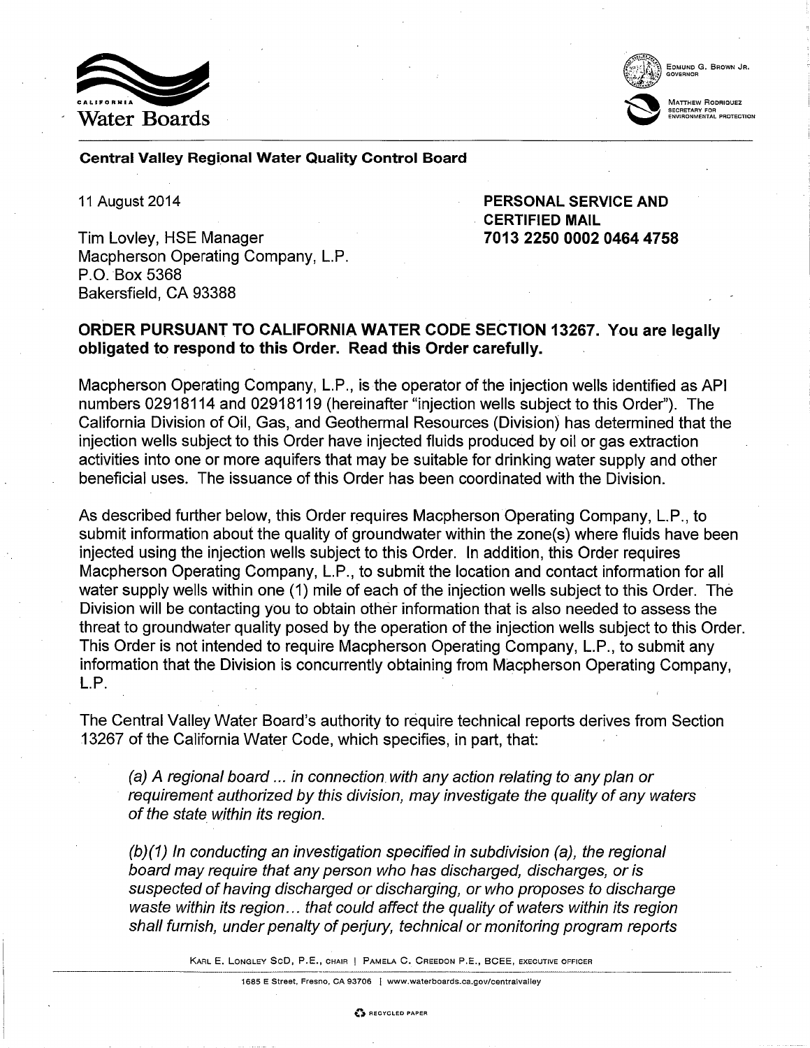California Water Boards

EDMUND G. BROWN JR.
GOVERNOR

MATTHEW RODRIQUEZ
SECRETARY FOR
ENVIRONMENTAL PROTECTION

**Central Valley Regional Water Quality Control Board**

11 August 2014

**PERSONAL SERVICE AND CERTIFIED MAIL 7013 2250 0002 0464 4758**

Tim Lovley, HSE Manager
Macpherson Operating Company, L.P.
P.O. Box 5368
Bakersfield, CA 93388

**ORDER PURSUANT TO CALIFORNIA WATER CODE SECTION 13267. You are legally obligated to respond to this Order. Read this Order carefully.**

Macpherson Operating Company, L.P., is the operator of the injection wells identified as API numbers 02918114 and 02918119 (hereinafter "injection wells subject to this Order"). The California Division of Oil, Gas, and Geothermal Resources (Division) has determined that the injection wells subject to this Order have injected fluids produced by oil or gas extraction activities into one or more aquifers that may be suitable for drinking water supply and other beneficial uses. The issuance of this Order has been coordinated with the Division.

As described further below, this Order requires Macpherson Operating Company, L.P., to submit information about the quality of groundwater within the zone(s) where fluids have been injected using the injection wells subject to this Order. In addition, this Order requires Macpherson Operating Company, L.P., to submit the location and contact information for all water supply wells within one (1) mile of each of the injection wells subject to this Order. The Division will be contacting you to obtain other information that is also needed to assess the threat to groundwater quality posed by the operation of the injection wells subject to this Order. This Order is not intended to require Macpherson Operating Company, L.P., to submit any information that the Division is concurrently obtaining from Macpherson Operating Company, L.P.

The Central Valley Water Board's authority to require technical reports derives from Section 13267 of the California Water Code, which specifies, in part, that:

> *(a) A regional board ... in connection with any action relating to any plan or requirement authorized by this division, may investigate the quality of any waters of the state within its region.*
>
> *(b)(1) In conducting an investigation specified in subdivision (a), the regional board may require that any person who has discharged, discharges, or is suspected of having discharged or discharging, or who proposes to discharge waste within its region... that could affect the quality of waters within its region shall furnish, under penalty of perjury, technical or monitoring program reports*

KARL E. LONGLEY ScD, P.E., CHAIR | PAMELA C. CREEDON P.E., BCEE, EXECUTIVE OFFICER

1685 E Street, Fresno, CA 93706 | www.waterboards.ca.gov/centralvalley

RECYCLED PAPER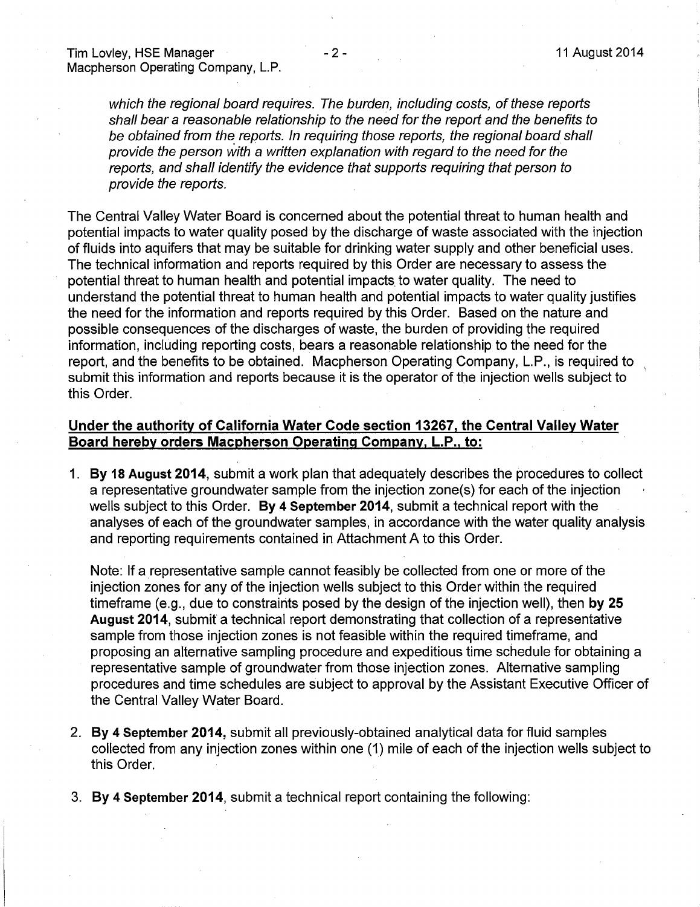*which the regional board requires. The burden, including costs, of these reports shall bear a reasonable relationship to the need for the report and the benefits to be obtained from the reports. In requiring those reports, the regional board shall provide the person with a written explanation with regard to the need for the reports, and shall identify the evidence that supports requiring that person to provide the reports.*

The Central Valley Water Board is concerned about the potential threat to human health and potential impacts to water quality posed by the discharge of waste associated with the injection of fluids into aquifers that may be suitable for drinking water supply and other beneficial uses. The technical information and reports required by this Order are necessary to assess the potential threat to human health and potential impacts to water quality. The need to understand the potential threat to human health and potential impacts to water quality justifies the need for the information and reports required by this Order. Based on the nature and possible consequences of the discharges of waste, the burden of providing the required information, including reporting costs, bears a reasonable relationship to the need for the report, and the benefits to be obtained. Macpherson Operating Company, L.P., is required to submit this information and reports because it is the operator of the injection wells subject to this Order.

**Under the authority of California Water Code section 13267, the Central Valley Water Board hereby orders Macpherson Operating Company, L.P., to:**

1. **By 18 August 2014**, submit a work plan that adequately describes the procedures to collect a representative groundwater sample from the injection zone(s) for each of the injection wells subject to this Order. **By 4 September 2014**, submit a technical report with the analyses of each of the groundwater samples, in accordance with the water quality analysis and reporting requirements contained in Attachment A to this Order.

   Note: If a representative sample cannot feasibly be collected from one or more of the injection zones for any of the injection wells subject to this Order within the required timeframe (e.g., due to constraints posed by the design of the injection well), then **by 25 August 2014**, submit a technical report demonstrating that collection of a representative sample from those injection zones is not feasible within the required timeframe, and proposing an alternative sampling procedure and expeditious time schedule for obtaining a representative sample of groundwater from those injection zones. Alternative sampling procedures and time schedules are subject to approval by the Assistant Executive Officer of the Central Valley Water Board.

2. **By 4 September 2014,** submit all previously-obtained analytical data for fluid samples collected from any injection zones within one (1) mile of each of the injection wells subject to this Order.

3. **By 4 September 2014**, submit a technical report containing the following: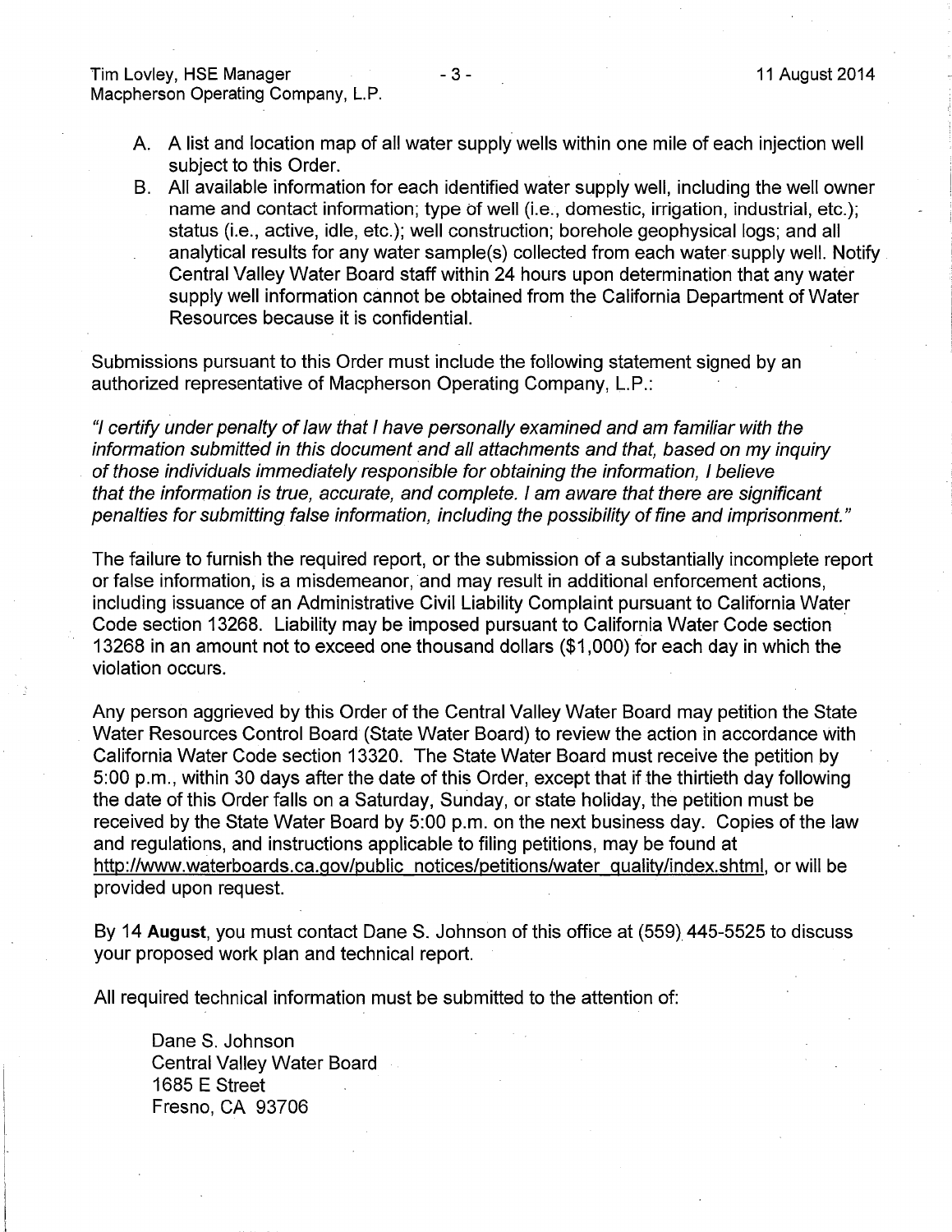A. A list and location map of all water supply wells within one mile of each injection well subject to this Order.
B. All available information for each identified water supply well, including the well owner name and contact information; type of well (i.e., domestic, irrigation, industrial, etc.); status (i.e., active, idle, etc.); well construction; borehole geophysical logs; and all analytical results for any water sample(s) collected from each water supply well. Notify Central Valley Water Board staff within 24 hours upon determination that any water supply well information cannot be obtained from the California Department of Water Resources because it is confidential.

Submissions pursuant to this Order must include the following statement signed by an authorized representative of Macpherson Operating Company, L.P.:

*"I certify under penalty of law that I have personally examined and am familiar with the information submitted in this document and all attachments and that, based on my inquiry of those individuals immediately responsible for obtaining the information, I believe that the information is true, accurate, and complete. I am aware that there are significant penalties for submitting false information, including the possibility of fine and imprisonment."*

The failure to furnish the required report, or the submission of a substantially incomplete report or false information, is a misdemeanor, and may result in additional enforcement actions, including issuance of an Administrative Civil Liability Complaint pursuant to California Water Code section 13268. Liability may be imposed pursuant to California Water Code section 13268 in an amount not to exceed one thousand dollars ($1,000) for each day in which the violation occurs.

Any person aggrieved by this Order of the Central Valley Water Board may petition the State Water Resources Control Board (State Water Board) to review the action in accordance with California Water Code section 13320. The State Water Board must receive the petition by 5:00 p.m., within 30 days after the date of this Order, except that if the thirtieth day following the date of this Order falls on a Saturday, Sunday, or state holiday, the petition must be received by the State Water Board by 5:00 p.m. on the next business day. Copies of the law and regulations, and instructions applicable to filing petitions, may be found at http://www.waterboards.ca.gov/public_notices/petitions/water_quality/index.shtml, or will be provided upon request.

By 14 **August**, you must contact Dane S. Johnson of this office at (559) 445-5525 to discuss your proposed work plan and technical report.

All required technical information must be submitted to the attention of:

Dane S. Johnson
Central Valley Water Board
1685 E Street
Fresno, CA 93706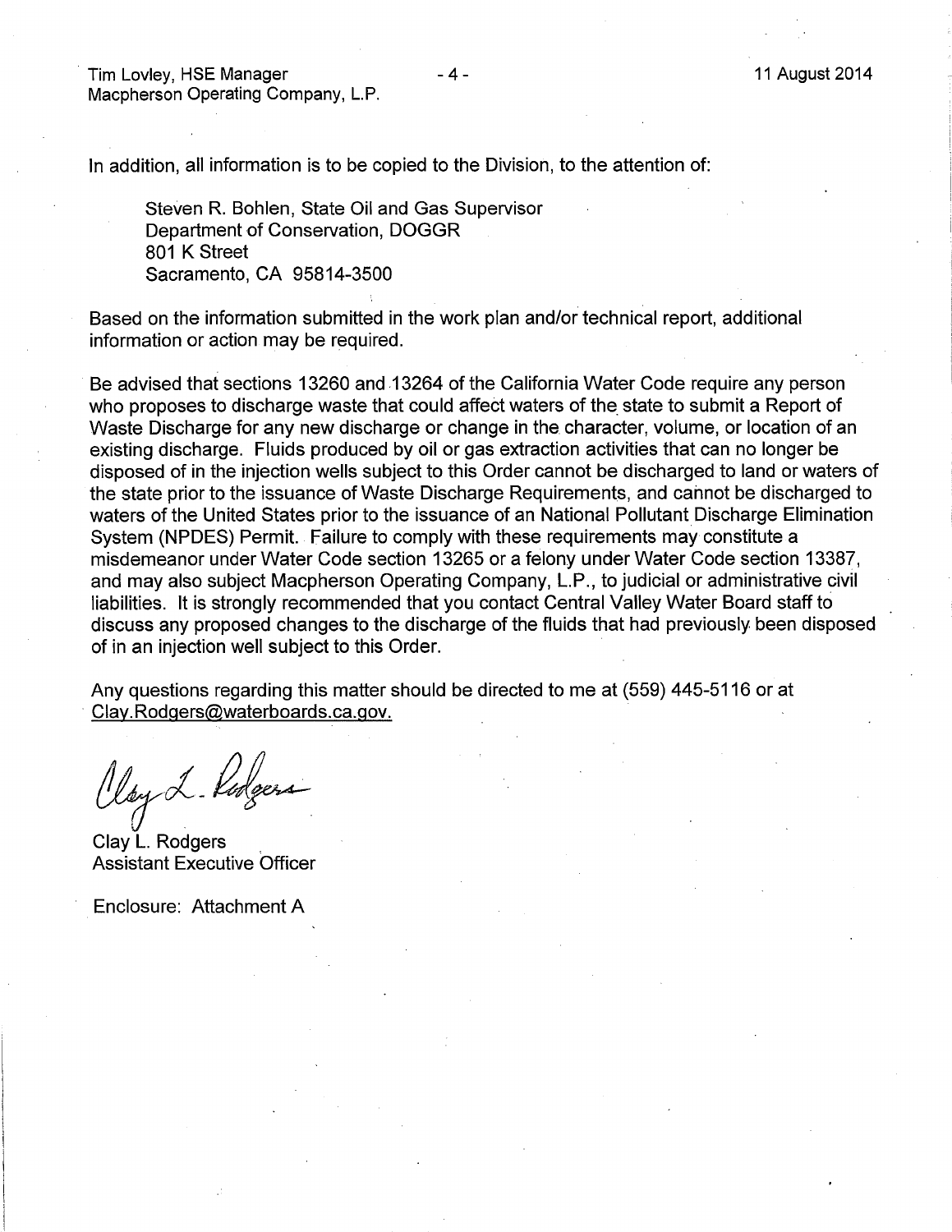In addition, all information is to be copied to the Division, to the attention of:

Steven R. Bohlen, State Oil and Gas Supervisor
Department of Conservation, DOGGR
801 K Street
Sacramento, CA 95814-3500

Based on the information submitted in the work plan and/or technical report, additional information or action may be required.

Be advised that sections 13260 and 13264 of the California Water Code require any person who proposes to discharge waste that could affect waters of the state to submit a Report of Waste Discharge for any new discharge or change in the character, volume, or location of an existing discharge. Fluids produced by oil or gas extraction activities that can no longer be disposed of in the injection wells subject to this Order cannot be discharged to land or waters of the state prior to the issuance of Waste Discharge Requirements, and cannot be discharged to waters of the United States prior to the issuance of an National Pollutant Discharge Elimination System (NPDES) Permit. Failure to comply with these requirements may constitute a misdemeanor under Water Code section 13265 or a felony under Water Code section 13387, and may also subject Macpherson Operating Company, L.P., to judicial or administrative civil liabilities. It is strongly recommended that you contact Central Valley Water Board staff to discuss any proposed changes to the discharge of the fluids that had previously been disposed of in an injection well subject to this Order.

Any questions regarding this matter should be directed to me at (559) 445-5116 or at Clay.Rodgers@waterboards.ca.gov.

Clay L. Rodgers
Assistant Executive Officer

Enclosure: Attachment A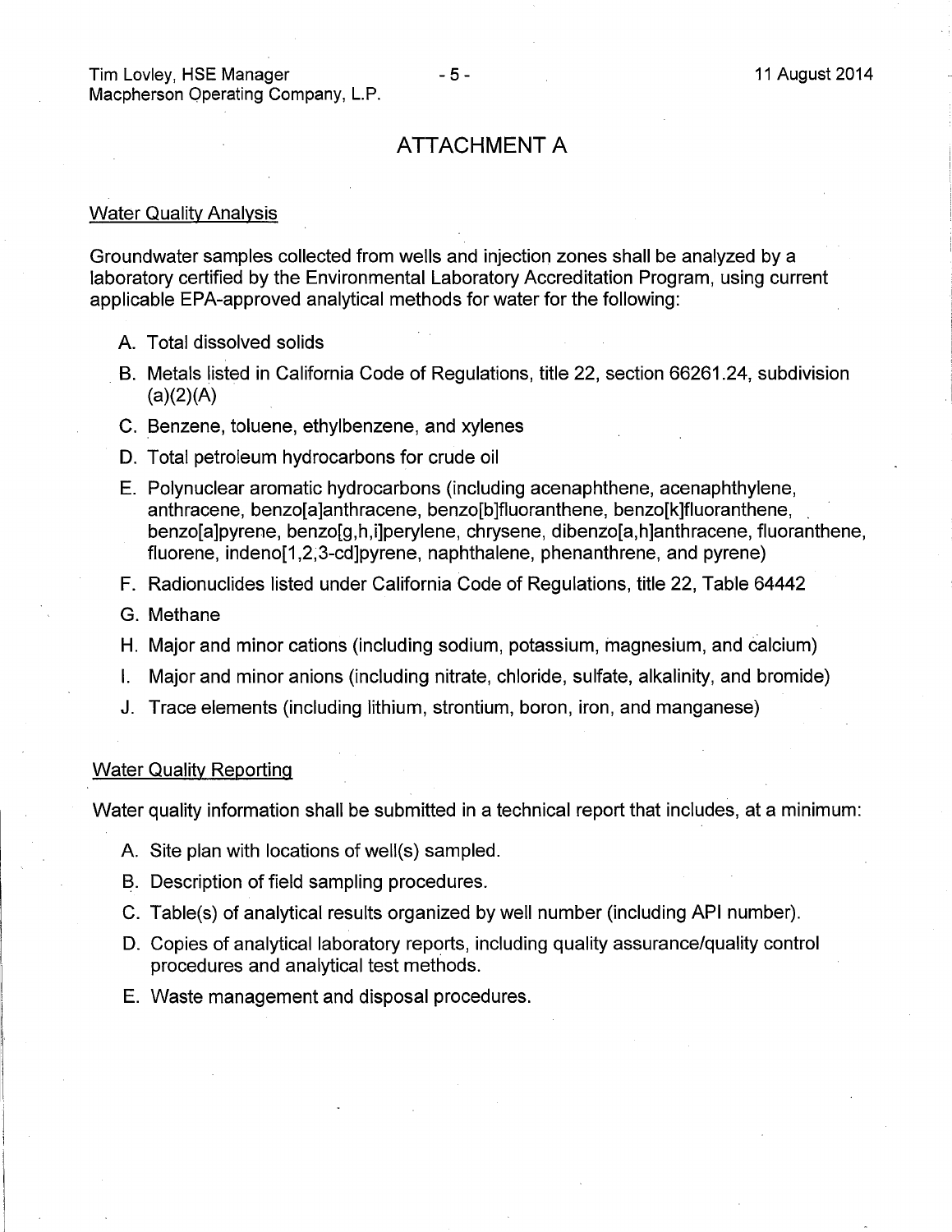# ATTACHMENT A

## Water Quality Analysis

Groundwater samples collected from wells and injection zones shall be analyzed by a laboratory certified by the Environmental Laboratory Accreditation Program, using current applicable EPA-approved analytical methods for water for the following:

A. Total dissolved solids

B. Metals listed in California Code of Regulations, title 22, section 66261.24, subdivision (a)(2)(A)

C. Benzene, toluene, ethylbenzene, and xylenes

D. Total petroleum hydrocarbons for crude oil

E. Polynuclear aromatic hydrocarbons (including acenaphthene, acenaphthylene, anthracene, benzo[a]anthracene, benzo[b]fluoranthene, benzo[k]fluoranthene, benzo[a]pyrene, benzo[g,h,i]perylene, chrysene, dibenzo[a,h]anthracene, fluoranthene, fluorene, indeno[1,2,3-cd]pyrene, naphthalene, phenanthrene, and pyrene)

F. Radionuclides listed under California Code of Regulations, title 22, Table 64442

G. Methane

H. Major and minor cations (including sodium, potassium, magnesium, and calcium)

I. Major and minor anions (including nitrate, chloride, sulfate, alkalinity, and bromide)

J. Trace elements (including lithium, strontium, boron, iron, and manganese)

## Water Quality Reporting

Water quality information shall be submitted in a technical report that includes, at a minimum:

A. Site plan with locations of well(s) sampled.

B. Description of field sampling procedures.

C. Table(s) of analytical results organized by well number (including API number).

D. Copies of analytical laboratory reports, including quality assurance/quality control procedures and analytical test methods.

E. Waste management and disposal procedures.